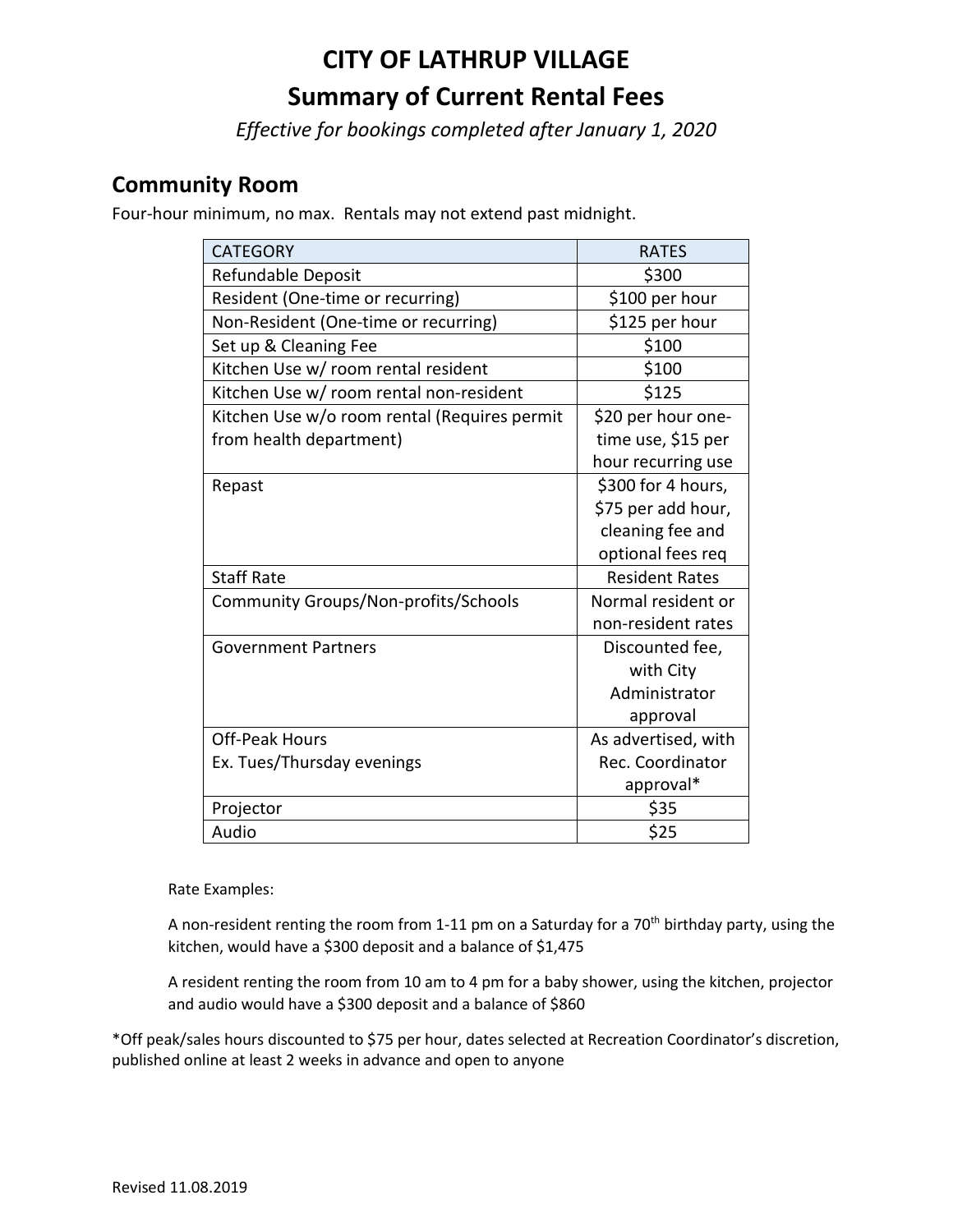# CITY OF LATHRUP VILLAGE

## Summary of Current Rental Fees

*Effective for bookings completed after January 1, 2020*

## Community Room

Four-hour minimum, no max. Rentals may not extend past midnight.

| CATEGORY | RATES |
| --- | --- |
| Refundable Deposit | $300 |
| Resident (One-time or recurring) | $100 per hour |
| Non-Resident (One-time or recurring) | $125 per hour |
| Set up & Cleaning Fee | $100 |
| Kitchen Use w/ room rental resident | $100 |
| Kitchen Use w/ room rental non-resident | $125 |
| Kitchen Use w/o room rental (Requires permit from health department) | $20 per hour one-time use, $15 per hour recurring use |
| Repast | $300 for 4 hours, $75 per add hour, cleaning fee and optional fees req |
| Staff Rate | Resident Rates |
| Community Groups/Non-profits/Schools | Normal resident or non-resident rates |
| Government Partners | Discounted fee, with City Administrator approval |
| Off-Peak Hours Ex. Tues/Thursday evenings | As advertised, with Rec. Coordinator approval* |
| Projector | $35 |
| Audio | $25 |

Rate Examples:

A non-resident renting the room from 1-11 pm on a Saturday for a 70th birthday party, using the kitchen, would have a $300 deposit and a balance of $1,475

A resident renting the room from 10 am to 4 pm for a baby shower, using the kitchen, projector and audio would have a $300 deposit and a balance of $860

*Off peak/sales hours discounted to $75 per hour, dates selected at Recreation Coordinator's discretion, published online at least 2 weeks in advance and open to anyone

Revised 11.08.2019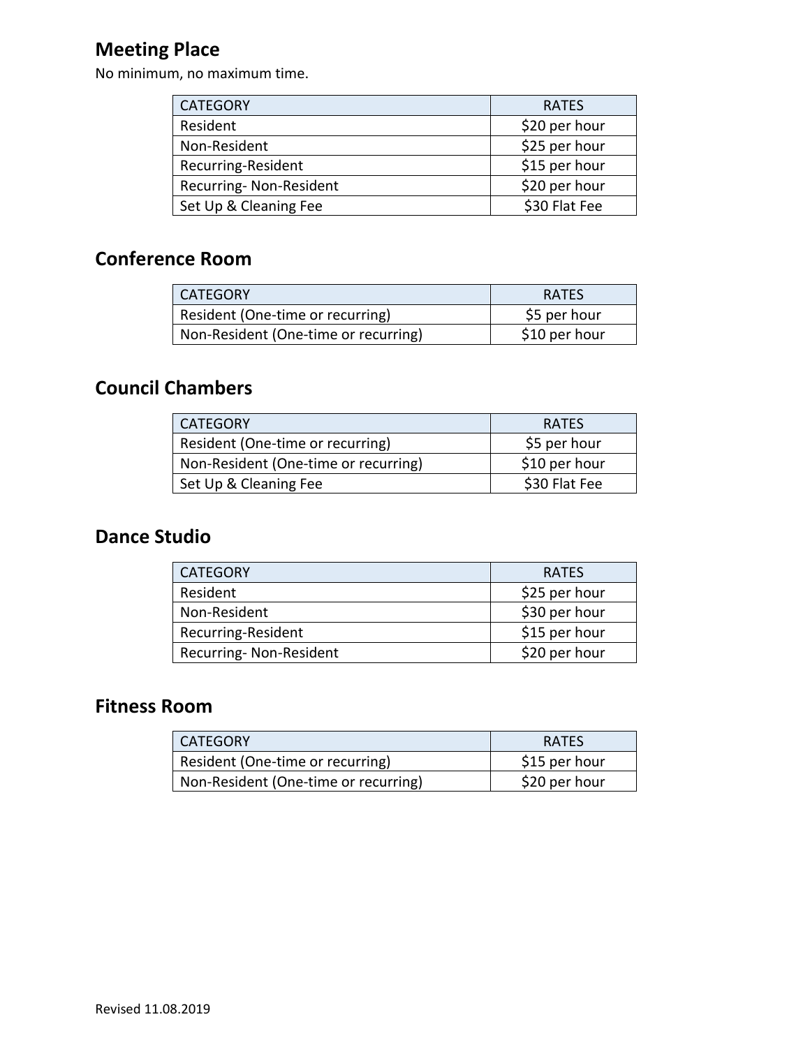## Meeting Place

No minimum, no maximum time.

| CATEGORY | RATES |
| --- | --- |
| Resident | $20 per hour |
| Non-Resident | $25 per hour |
| Recurring-Resident | $15 per hour |
| Recurring- Non-Resident | $20 per hour |
| Set Up & Cleaning Fee | $30 Flat Fee |

## Conference Room

| CATEGORY | RATES |
| --- | --- |
| Resident (One-time or recurring) | $5 per hour |
| Non-Resident (One-time or recurring) | $10 per hour |

## Council Chambers

| CATEGORY | RATES |
| --- | --- |
| Resident (One-time or recurring) | $5 per hour |
| Non-Resident (One-time or recurring) | $10 per hour |
| Set Up & Cleaning Fee | $30 Flat Fee |

## Dance Studio

| CATEGORY | RATES |
| --- | --- |
| Resident | $25 per hour |
| Non-Resident | $30 per hour |
| Recurring-Resident | $15 per hour |
| Recurring- Non-Resident | $20 per hour |

## Fitness Room

| CATEGORY | RATES |
| --- | --- |
| Resident (One-time or recurring) | $15 per hour |
| Non-Resident (One-time or recurring) | $20 per hour |

Revised 11.08.2019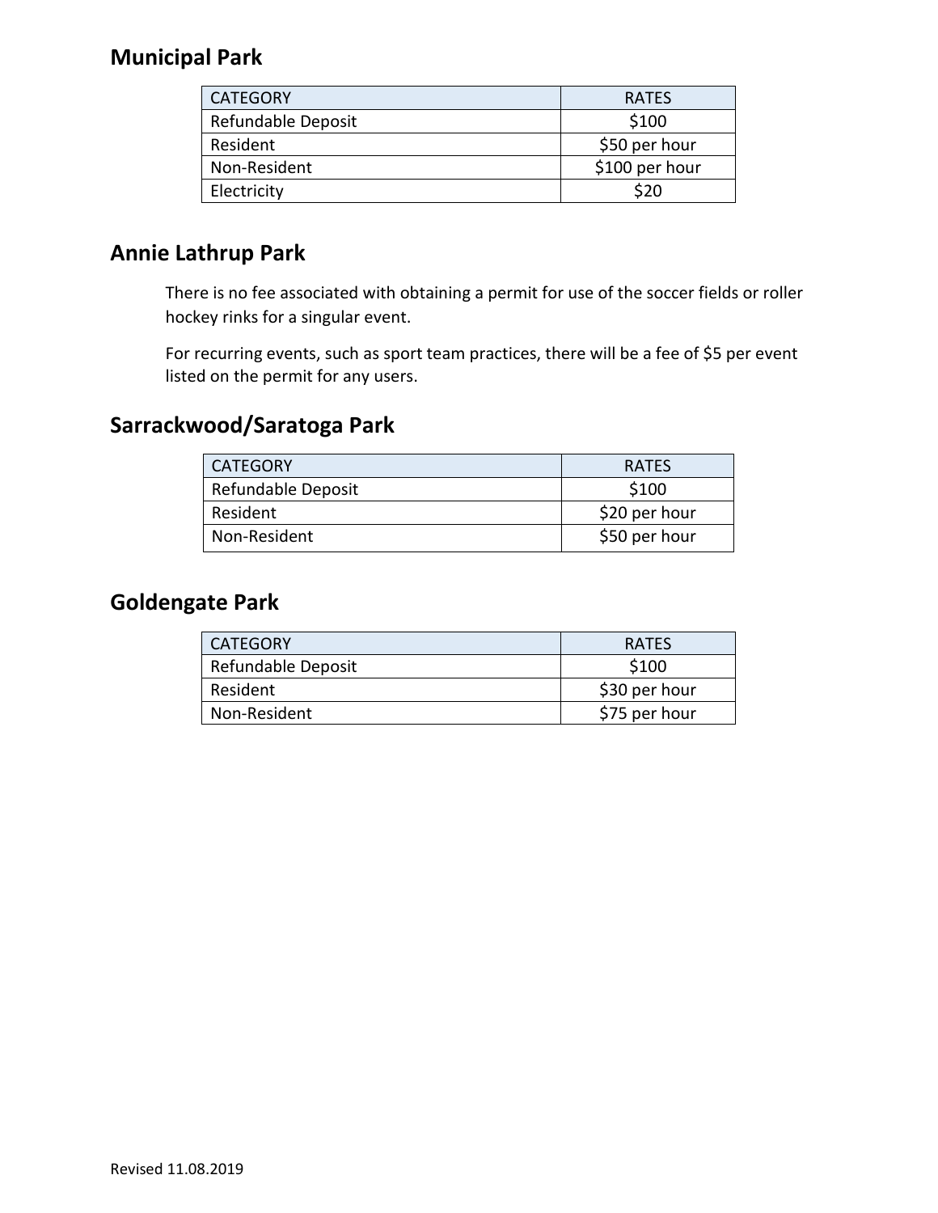## Municipal Park

| CATEGORY | RATES |
|---|---|
| Refundable Deposit | $100 |
| Resident | $50 per hour |
| Non-Resident | $100 per hour |
| Electricity | $20 |

## Annie Lathrup Park

There is no fee associated with obtaining a permit for use of the soccer fields or roller hockey rinks for a singular event.

For recurring events, such as sport team practices, there will be a fee of $5 per event listed on the permit for any users.

## Sarrackwood/Saratoga Park

| CATEGORY | RATES |
|---|---|
| Refundable Deposit | $100 |
| Resident | $20 per hour |
| Non-Resident | $50 per hour |

## Goldengate Park

| CATEGORY | RATES |
|---|---|
| Refundable Deposit | $100 |
| Resident | $30 per hour |
| Non-Resident | $75 per hour |

Revised 11.08.2019